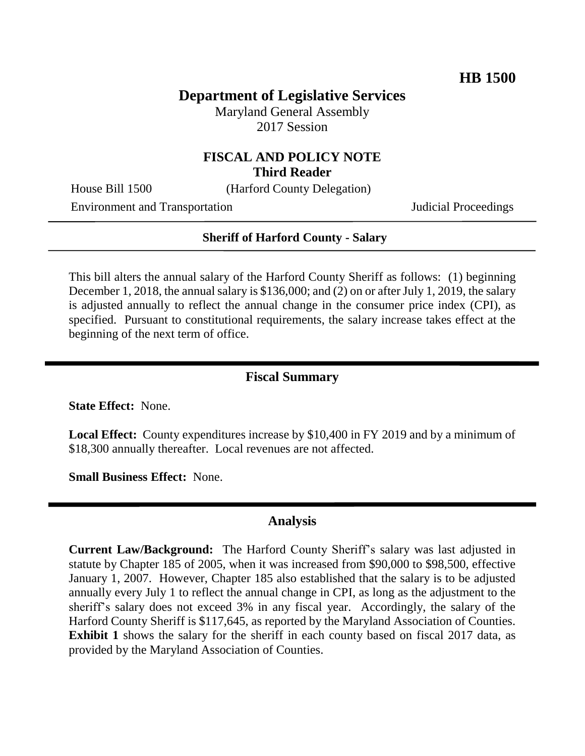**HB 1500**

# Department of Legislative Services

Maryland General Assembly
2017 Session

## FISCAL AND POLICY NOTE
**Third Reader**

House Bill 1500 (Harford County Delegation)

Environment and Transportation Judicial Proceedings

**Sheriff of Harford County - Salary**

This bill alters the annual salary of the Harford County Sheriff as follows: (1) beginning December 1, 2018, the annual salary is $136,000; and (2) on or after July 1, 2019, the salary is adjusted annually to reflect the annual change in the consumer price index (CPI), as specified. Pursuant to constitutional requirements, the salary increase takes effect at the beginning of the next term of office.

## Fiscal Summary

**State Effect:** None.

**Local Effect:** County expenditures increase by $10,400 in FY 2019 and by a minimum of $18,300 annually thereafter. Local revenues are not affected.

**Small Business Effect:** None.

## Analysis

**Current Law/Background:** The Harford County Sheriff's salary was last adjusted in statute by Chapter 185 of 2005, when it was increased from $90,000 to $98,500, effective January 1, 2007. However, Chapter 185 also established that the salary is to be adjusted annually every July 1 to reflect the annual change in CPI, as long as the adjustment to the sheriff's salary does not exceed 3% in any fiscal year. Accordingly, the salary of the Harford County Sheriff is $117,645, as reported by the Maryland Association of Counties. **Exhibit 1** shows the salary for the sheriff in each county based on fiscal 2017 data, as provided by the Maryland Association of Counties.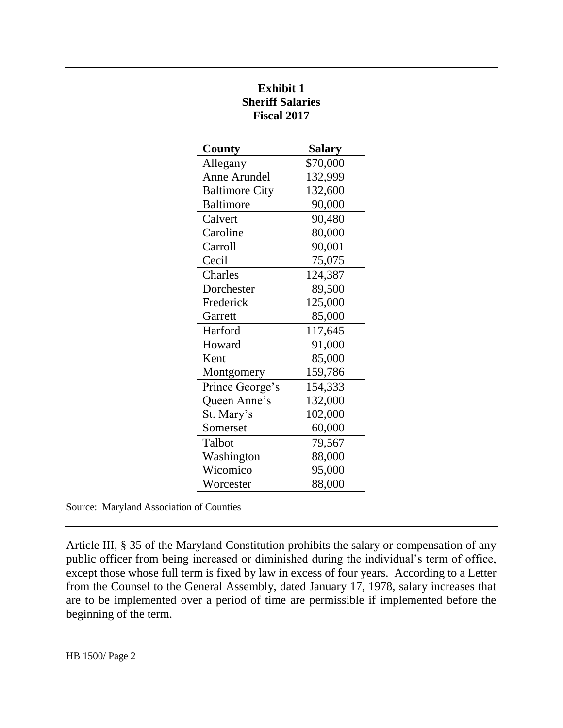**Exhibit 1**
**Sheriff Salaries**
**Fiscal 2017**

| County | Salary |
|---|---|
| Allegany | $70,000 |
| Anne Arundel | 132,999 |
| Baltimore City | 132,600 |
| Baltimore | 90,000 |
| Calvert | 90,480 |
| Caroline | 80,000 |
| Carroll | 90,001 |
| Cecil | 75,075 |
| Charles | 124,387 |
| Dorchester | 89,500 |
| Frederick | 125,000 |
| Garrett | 85,000 |
| Harford | 117,645 |
| Howard | 91,000 |
| Kent | 85,000 |
| Montgomery | 159,786 |
| Prince George's | 154,333 |
| Queen Anne's | 132,000 |
| St. Mary's | 102,000 |
| Somerset | 60,000 |
| Talbot | 79,567 |
| Washington | 88,000 |
| Wicomico | 95,000 |
| Worcester | 88,000 |

Source: Maryland Association of Counties

Article III, § 35 of the Maryland Constitution prohibits the salary or compensation of any public officer from being increased or diminished during the individual's term of office, except those whose full term is fixed by law in excess of four years. According to a Letter from the Counsel to the General Assembly, dated January 17, 1978, salary increases that are to be implemented over a period of time are permissible if implemented before the beginning of the term.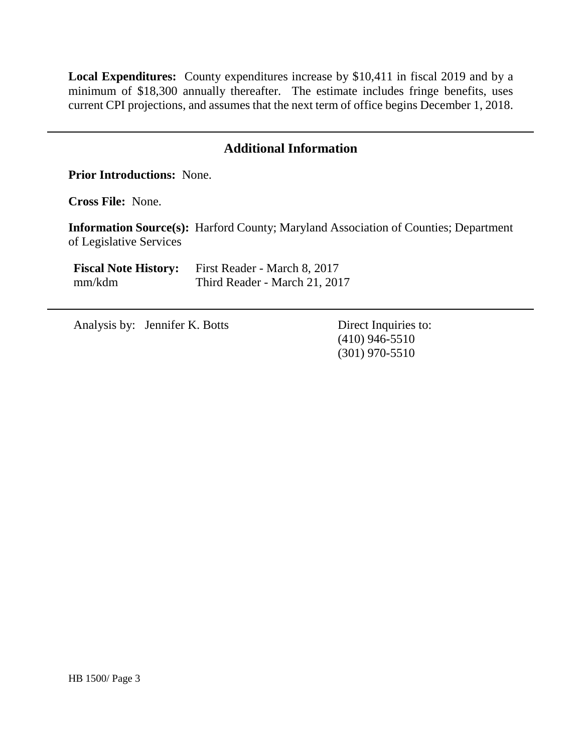**Local Expenditures:** County expenditures increase by $10,411 in fiscal 2019 and by a minimum of $18,300 annually thereafter. The estimate includes fringe benefits, uses current CPI projections, and assumes that the next term of office begins December 1, 2018.

## Additional Information

**Prior Introductions:** None.

**Cross File:** None.

**Information Source(s):** Harford County; Maryland Association of Counties; Department of Legislative Services

| | |
|---|---|
| **Fiscal Note History:** | First Reader - March 8, 2017 |
| mm/kdm | Third Reader - March 21, 2017 |

Analysis by: Jennifer K. Botts

Direct Inquiries to:
(410) 946-5510
(301) 970-5510